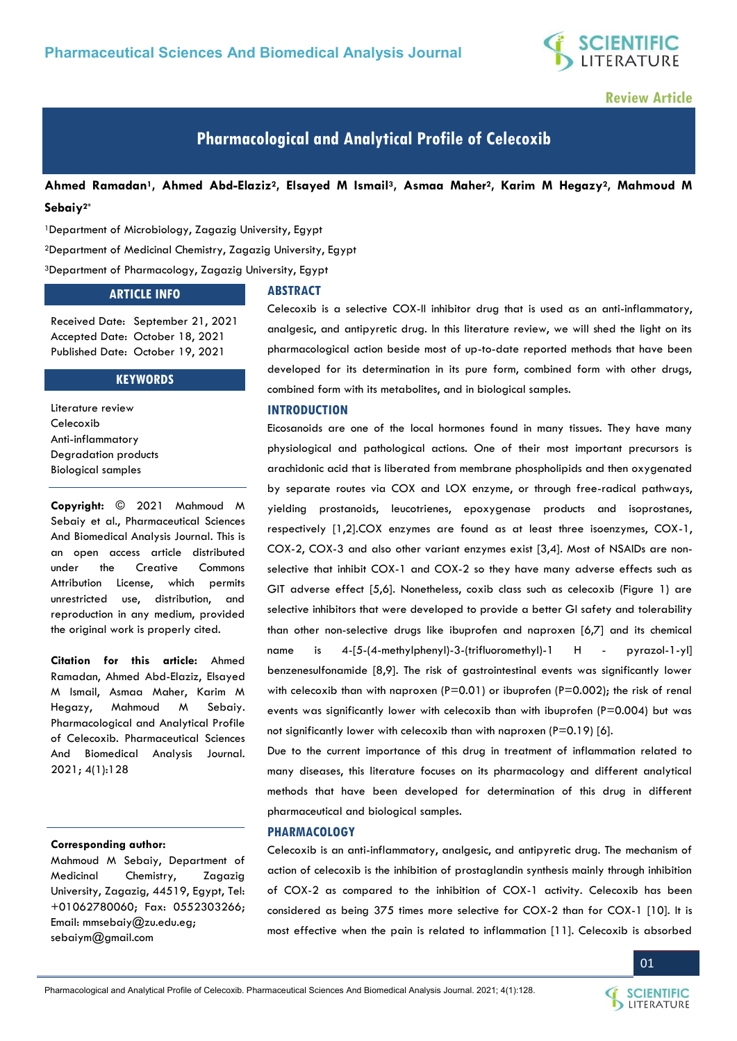Review Article

# Pharmacological and Analytical Profile of Celecoxib

**Ahmed Ramadan[1], Ahmed Abd-Elaziz[2], Elsayed M Ismail[3], Asmaa Maher[2], Karim M Hegazy[2], Mahmoud M Sebaiy[2*]**

[1]Department of Microbiology, Zagazig University, Egypt

[2]Department of Medicinal Chemistry, Zagazig University, Egypt

[3]Department of Pharmacology, Zagazig University, Egypt

## ARTICLE INFO

Received Date: September 21, 2021
Accepted Date: October 18, 2021
Published Date: October 19, 2021

## KEYWORDS

Literature review
Celecoxib
Anti-inflammatory
Degradation products
Biological samples

**Copyright:** © 2021 Mahmoud M Sebaiy et al., Pharmaceutical Sciences And Biomedical Analysis Journal. This is an open access article distributed under the Creative Commons Attribution License, which permits unrestricted use, distribution, and reproduction in any medium, provided the original work is properly cited.

**Citation for this article:** Ahmed Ramadan, Ahmed Abd-Elaziz, Elsayed M Ismail, Asmaa Maher, Karim M Hegazy, Mahmoud M Sebaiy. Pharmacological and Analytical Profile of Celecoxib. Pharmaceutical Sciences And Biomedical Analysis Journal. 2021; 4(1):128

**Corresponding author:**
Mahmoud M Sebaiy, Department of Medicinal Chemistry, Zagazig University, Zagazig, 44519, Egypt, Tel: +01062780060; Fax: 0552303266; Email: mmsebaiy@zu.edu.eg; sebaiym@gmail.com

## ABSTRACT

Celecoxib is a selective COX-II inhibitor drug that is used as an anti-inflammatory, analgesic, and antipyretic drug. In this literature review, we will shed the light on its pharmacological action beside most of up-to-date reported methods that have been developed for its determination in its pure form, combined form with other drugs, combined form with its metabolites, and in biological samples.

## INTRODUCTION

Eicosanoids are one of the local hormones found in many tissues. They have many physiological and pathological actions. One of their most important precursors is arachidonic acid that is liberated from membrane phospholipids and then oxygenated by separate routes via COX and LOX enzyme, or through free-radical pathways, yielding prostanoids, leucotrienes, epoxygenase products and isoprostanes, respectively [1,2].COX enzymes are found as at least three isoenzymes, COX-1, COX-2, COX-3 and also other variant enzymes exist [3,4]. Most of NSAIDs are non-selective that inhibit COX-1 and COX-2 so they have many adverse effects such as GIT adverse effect [5,6]. Nonetheless, coxib class such as celecoxib (Figure 1) are selective inhibitors that were developed to provide a better GI safety and tolerability than other non-selective drugs like ibuprofen and naproxen [6,7] and its chemical name is 4-[5-(4-methylphenyl)-3-(trifluoromethyl)-1 H - pyrazol-1-yl] benzenesulfonamide [8,9]. The risk of gastrointestinal events was significantly lower with celecoxib than with naproxen (P=0.01) or ibuprofen (P=0.002); the risk of renal events was significantly lower with celecoxib than with ibuprofen (P=0.004) but was not significantly lower with celecoxib than with naproxen (P=0.19) [6].

Due to the current importance of this drug in treatment of inflammation related to many diseases, this literature focuses on its pharmacology and different analytical methods that have been developed for determination of this drug in different pharmaceutical and biological samples.

## PHARMACOLOGY

Celecoxib is an anti-inflammatory, analgesic, and antipyretic drug. The mechanism of action of celecoxib is the inhibition of prostaglandin synthesis mainly through inhibition of COX-2 as compared to the inhibition of COX-1 activity. Celecoxib has been considered as being 375 times more selective for COX-2 than for COX-1 [10]. It is most effective when the pain is related to inflammation [11]. Celecoxib is absorbed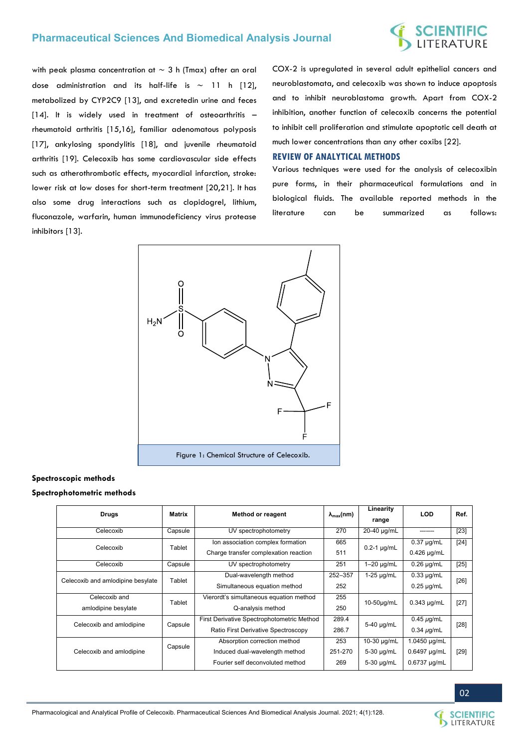with peak plasma concentration at ~ 3 h (Tmax) after an oral dose administration and its half-life is ~ 11 h [12], metabolized by CYP2C9 [13], and excretedin urine and feces [14]. It is widely used in treatment of osteoarthritis – rheumatoid arthritis [15,16], familiar adenomatous polyposis [17], ankylosing spondylitis [18], and juvenile rheumatoid arthritis [19]. Celecoxib has some cardiovascular side effects such as atherothrombotic effects, myocardial infarction, stroke: lower risk at low doses for short-term treatment [20,21]. It has also some drug interactions such as clopidogrel, lithium, fluconazole, warfarin, human immunodeficiency virus protease inhibitors [13].

COX-2 is upregulated in several adult epithelial cancers and neuroblastomata, and celecoxib was shown to induce apoptosis and to inhibit neuroblastoma growth. Apart from COX-2 inhibition, another function of celecoxib concerns the potential to inhibit cell proliferation and stimulate apoptotic cell death at much lower concentrations than any other coxibs [22].

## REVIEW OF ANALYTICAL METHODS

Various techniques were used for the analysis of celecoxibin pure forms, in their pharmaceutical formulations and in biological fluids. The available reported methods in the literature can be summarized as follows:

Figure 1: Chemical Structure of Celecoxib.

### Spectroscopic methods

#### Spectrophotometric methods

| Drugs | Matrix | Method or reagent | $\lambda_{max}$(nm) | Linearity range | LOD | Ref. |
|---|---|---|---|---|---|---|
| Celecoxib | Capsule | UV spectrophotometry | 270 | 20-40 μg/mL | ------- | [23] |
| Celecoxib | Tablet | Ion association complex formation<br>Charge transfer complexation reaction | 665<br>511 | 0.2-1 μg/mL | 0.37 μg/mL<br>0.426 μg/mL | [24] |
| Celecoxib | Capsule | UV spectrophotometry | 251 | 1–20 μg/mL | 0.26 μg/mL | [25] |
| Celecoxib and amlodipine besylate | Tablet | Dual-wavelength method<br>Simultaneous equation method | 252–357<br>252 | 1-25 μg/mL | 0.33 μg/mL<br>0.25 μg/mL | [26] |
| Celecoxib and amlodipine besylate | Tablet | Vierordt's simultaneous equation method<br>Q-analysis method | 255<br>250 | 10-50μg/mL | 0.343 μg/mL | [27] |
| Celecoxib and amlodipine | Capsule | First Derivative Spectrophotometric Method<br>Ratio First Derivative Spectroscopy | 289.4<br>286.7 | 5-40 μg/mL | 0.45 μg/mL<br>0.34 μg/mL | [28] |
| Celecoxib and amlodipine | Capsule | Absorption correction method<br>Induced dual-wavelength method<br>Fourier self deconvoluted method | 253<br>251-270<br>269 | 10-30 μg/mL<br>5-30 μg/mL<br>5-30 μg/mL | 1.0450 μg/mL<br>0.6497 μg/mL<br>0.6737 μg/mL | [29] |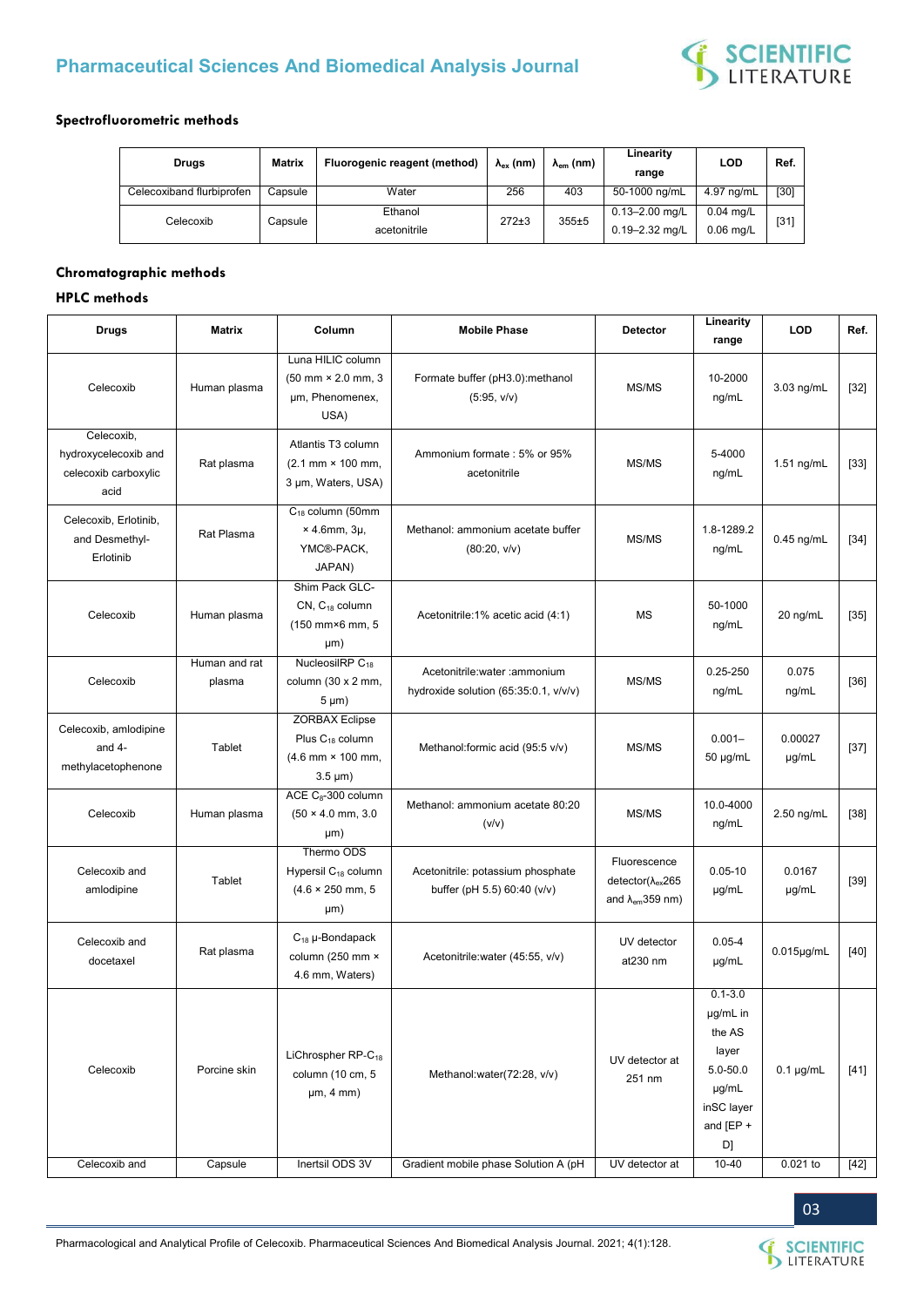### Spectrofluorometric methods

| Drugs | Matrix | Fluorogenic reagent (method) | $\lambda_{ex}$ (nm) | $\lambda_{em}$ (nm) | Linearity range | LOD | Ref. |
|---|---|---|---|---|---|---|---|
| Celecoxiband flurbiprofen | Capsule | Water | 256 | 403 | 50-1000 ng/mL | 4.97 ng/mL | [30] |
| Celecoxib | Capsule | Ethanol<br>acetonitrile | 272±3 | 355±5 | 0.13–2.00 mg/L<br>0.19–2.32 mg/L | 0.04 mg/L<br>0.06 mg/L | [31] |

### Chromatographic methods

#### HPLC methods

| Drugs | Matrix | Column | Mobile Phase | Detector | Linearity range | LOD | Ref. |
|---|---|---|---|---|---|---|---|
| Celecoxib | Human plasma | Luna HILIC column (50 mm × 2.0 mm, 3 µm, Phenomenex, USA) | Formate buffer (pH3.0):methanol (5:95, v/v) | MS/MS | 10-2000 ng/mL | 3.03 ng/mL | [32] |
| Celecoxib, hydroxycelecoxib and celecoxib carboxylic acid | Rat plasma | Atlantis T3 column (2.1 mm × 100 mm, 3 µm, Waters, USA) | Ammonium formate : 5% or 95% acetonitrile | MS/MS | 5-4000 ng/mL | 1.51 ng/mL | [33] |
| Celecoxib, Erlotinib, and Desmethyl-Erlotinib | Rat Plasma | $C_{18}$ column (50mm × 4.6mm, 3µ, YMC®-PACK, JAPAN) | Methanol: ammonium acetate buffer (80:20, v/v) | MS/MS | 1.8-1289.2 ng/mL | 0.45 ng/mL | [34] |
| Celecoxib | Human plasma | Shim Pack GLC-CN, $C_{18}$ column (150 mm×6 mm, 5 µm) | Acetonitrile:1% acetic acid (4:1) | MS | 50-1000 ng/mL | 20 ng/mL | [35] |
| Celecoxib | Human and rat plasma | NucleosilRP $C_{18}$ column (30 x 2 mm, 5 µm) | Acetonitrile:water :ammonium hydroxide solution (65:35:0.1, v/v/v) | MS/MS | 0.25-250 ng/mL | 0.075 ng/mL | [36] |
| Celecoxib, amlodipine and 4-methylacetophenone | Tablet | ZORBAX Eclipse Plus $C_{18}$ column (4.6 mm × 100 mm, 3.5 µm) | Methanol:formic acid (95:5 v/v) | MS/MS | 0.001–50 µg/mL | 0.00027 µg/mL | [37] |
| Celecoxib | Human plasma | ACE $C_8$-300 column (50 × 4.0 mm, 3.0 µm) | Methanol: ammonium acetate 80:20 (v/v) | MS/MS | 10.0-4000 ng/mL | 2.50 ng/mL | [38] |
| Celecoxib and amlodipine | Tablet | Thermo ODS Hypersil $C_{18}$ column (4.6 × 250 mm, 5 µm) | Acetonitrile: potassium phosphate buffer (pH 5.5) 60:40 (v/v) | Fluorescence detector($\lambda_{ex}$265 and $\lambda_{em}$359 nm) | 0.05-10 µg/mL | 0.0167 µg/mL | [39] |
| Celecoxib and docetaxel | Rat plasma | $C_{18}$ µ-Bondapack column (250 mm × 4.6 mm, Waters) | Acetonitrile:water (45:55, v/v) | UV detector at230 nm | 0.05-4 µg/mL | 0.015µg/mL | [40] |
| Celecoxib | Porcine skin | LiChrospher RP-$C_{18}$ column (10 cm, 5 µm, 4 mm) | Methanol:water(72:28, v/v) | UV detector at 251 nm | 0.1-3.0 µg/mL in the AS layer 5.0-50.0 µg/mL inSC layer and [EP + D] | 0.1 µg/mL | [41] |
| Celecoxib and | Capsule | Inertsil ODS 3V | Gradient mobile phase Solution A (pH | UV detector at | 10-40 | 0.021 to | [42] |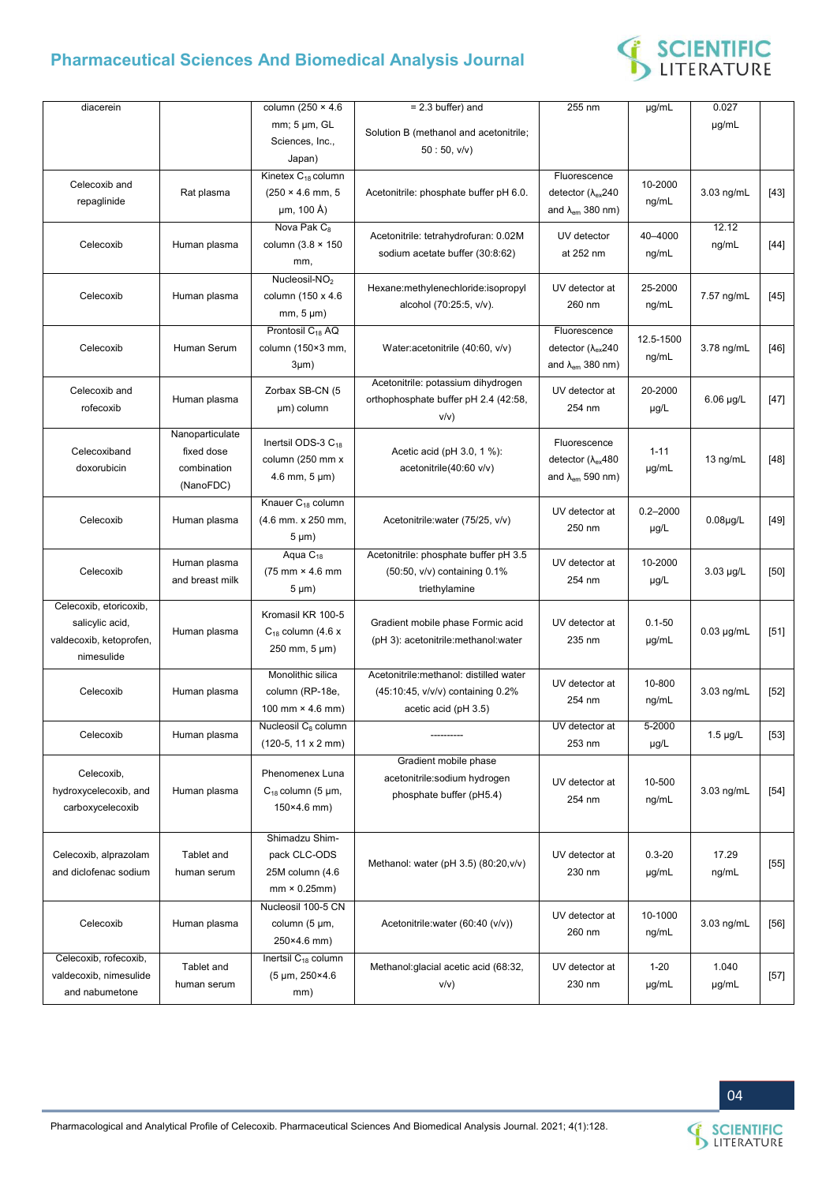| diacerein | | column (250 × 4.6 mm; 5 μm, GL Sciences, Inc., Japan) | = 2.3 buffer) and Solution B (methanol and acetonitrile; 50 : 50, v/v) | 255 nm | μg/mL | 0.027 μg/mL | |
|---|---|---|---|---|---|---|---|
| Celecoxib and repaglinide | Rat plasma | Kinetex $C_{18}$ column (250 × 4.6 mm, 5 μm, 100 Å) | Acetonitrile: phosphate buffer pH 6.0. | Fluorescence detector ($\lambda_{ex}$240 and $\lambda_{em}$ 380 nm) | 10-2000 ng/mL | 3.03 ng/mL | [43] |
| Celecoxib | Human plasma | Nova Pak $C_8$ column (3.8 × 150 mm, | Acetonitrile: tetrahydrofuran: 0.02M sodium acetate buffer (30:8:62) | UV detector at 252 nm | 40–4000 ng/mL | 12.12 ng/mL | [44] |
| Celecoxib | Human plasma | Nucleosil-$NO_2$ column (150 x 4.6 mm, 5 μm) | Hexane:methylenechloride:isopropyl alcohol (70:25:5, v/v). | UV detector at 260 nm | 25-2000 ng/mL | 7.57 ng/mL | [45] |
| Celecoxib | Human Serum | Prontosil $C_{18}$ AQ column (150×3 mm, 3μm) | Water:acetonitrile (40:60, v/v) | Fluorescence detector ($\lambda_{ex}$240 and $\lambda_{em}$ 380 nm) | 12.5-1500 ng/mL | 3.78 ng/mL | [46] |
| Celecoxib and rofecoxib | Human plasma | Zorbax SB-CN (5 μm) column | Acetonitrile: potassium dihydrogen orthophosphate buffer pH 2.4 (42:58, v/v) | UV detector at 254 nm | 20-2000 μg/L | 6.06 μg/L | [47] |
| Celecoxiband doxorubicin | Nanoparticulate fixed dose combination (NanoFDC) | Inertsil ODS-3 $C_{18}$ column (250 mm x 4.6 mm, 5 μm) | Acetic acid (pH 3.0, 1 %): acetonitrile(40:60 v/v) | Fluorescence detector ($\lambda_{ex}$480 and $\lambda_{em}$ 590 nm) | 1-11 μg/mL | 13 ng/mL | [48] |
| Celecoxib | Human plasma | Knauer $C_{18}$ column (4.6 mm. x 250 mm, 5 μm) | Acetonitrile:water (75/25, v/v) | UV detector at 250 nm | 0.2–2000 μg/L | 0.08μg/L | [49] |
| Celecoxib | Human plasma and breast milk | Aqua $C_{18}$ (75 mm × 4.6 mm 5 μm) | Acetonitrile: phosphate buffer pH 3.5 (50:50, v/v) containing 0.1% triethylamine | UV detector at 254 nm | 10-2000 μg/L | 3.03 μg/L | [50] |
| Celecoxib, etoricoxib, salicylic acid, valdecoxib, ketoprofen, nimesulide | Human plasma | Kromasil KR 100-5 $C_{18}$ column (4.6 x 250 mm, 5 μm) | Gradient mobile phase Formic acid (pH 3): acetonitrile:methanol:water | UV detector at 235 nm | 0.1-50 μg/mL | 0.03 μg/mL | [51] |
| Celecoxib | Human plasma | Monolithic silica column (RP-18e, 100 mm × 4.6 mm) | Acetonitrile:methanol: distilled water (45:10:45, v/v/v) containing 0.2% acetic acid (pH 3.5) | UV detector at 254 nm | 10-800 ng/mL | 3.03 ng/mL | [52] |
| Celecoxib | Human plasma | Nucleosil $C_8$ column (120-5, 11 x 2 mm) | ---------- | UV detector at 253 nm | 5-2000 μg/L | 1.5 μg/L | [53] |
| Celecoxib, hydroxycelecoxib, and carboxycelecoxib | Human plasma | Phenomenex Luna $C_{18}$ column (5 μm, 150×4.6 mm) | Gradient mobile phase acetonitrile:sodium hydrogen phosphate buffer (pH5.4) | UV detector at 254 nm | 10-500 ng/mL | 3.03 ng/mL | [54] |
| Celecoxib, alprazolam and diclofenac sodium | Tablet and human serum | Shimadzu Shim-pack CLC-ODS 25M column (4.6 mm × 0.25mm) | Methanol: water (pH 3.5) (80:20,v/v) | UV detector at 230 nm | 0.3-20 μg/mL | 17.29 ng/mL | [55] |
| Celecoxib | Human plasma | Nucleosil 100-5 CN column (5 μm, 250×4.6 mm) | Acetonitrile:water (60:40 (v/v)) | UV detector at 260 nm | 10-1000 ng/mL | 3.03 ng/mL | [56] |
| Celecoxib, rofecoxib, valdecoxib, nimesulide and nabumetone | Tablet and human serum | Inertsil $C_{18}$ column (5 μm, 250×4.6 mm) | Methanol:glacial acetic acid (68:32, v/v) | UV detector at 230 nm | 1-20 μg/mL | 1.040 μg/mL | [57] |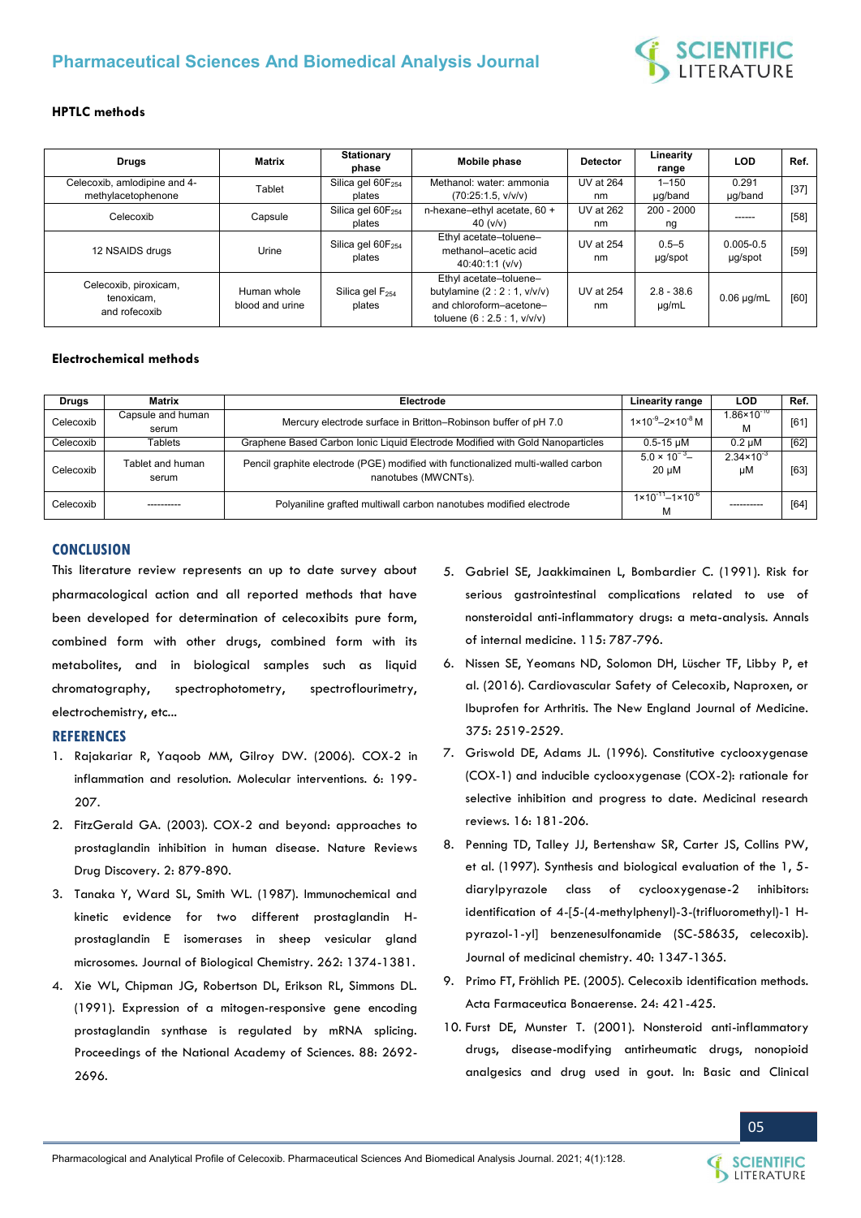### HPTLC methods

| Drugs | Matrix | Stationary phase | Mobile phase | Detector | Linearity range | LOD | Ref. |
|---|---|---|---|---|---|---|---|
| Celecoxib, amlodipine and 4-methylacetophenone | Tablet | Silica gel $60F_{254}$ plates | Methanol: water: ammonia (70:25:1.5, v/v/v) | UV at 264 nm | 1–150 µg/band | 0.291 µg/band | [37] |
| Celecoxib | Capsule | Silica gel $60F_{254}$ plates | n-hexane–ethyl acetate, 60 + 40 (v/v) | UV at 262 nm | 200 - 2000 ng | ------ | [58] |
| 12 NSAIDS drugs | Urine | Silica gel $60F_{254}$ plates | Ethyl acetate–toluene–methanol–acetic acid 40:40:1:1 (v/v) | UV at 254 nm | 0.5–5 µg/spot | 0.005-0.5 µg/spot | [59] |
| Celecoxib, piroxicam, tenoxicam, and rofecoxib | Human whole blood and urine | Silica gel $F_{254}$ plates | Ethyl acetate–toluene–butylamine (2 : 2 : 1, v/v/v) and chloroform–acetone–toluene (6 : 2.5 : 1, v/v/v) | UV at 254 nm | 2.8 - 38.6 µg/mL | 0.06 µg/mL | [60] |

### Electrochemical methods

| Drugs | Matrix | Electrode | Linearity range | LOD | Ref. |
|---|---|---|---|---|---|
| Celecoxib | Capsule and human serum | Mercury electrode surface in Britton–Robinson buffer of pH 7.0 | $1\times10^{-9}$–$2\times10^{-8}$ M | $1.86\times10^{-10}$ M | [61] |
| Celecoxib | Tablets | Graphene Based Carbon Ionic Liquid Electrode Modified with Gold Nanoparticles | 0.5-15 µM | 0.2 µM | [62] |
| Celecoxib | Tablet and human serum | Pencil graphite electrode (PGE) modified with functionalized multi-walled carbon nanotubes (MWCNTs). | $5.0\times10^{-3}$– 20 µM | $2.34\times10^{-3}$ µM | [63] |
| Celecoxib | ---------- | Polyaniline grafted multiwall carbon nanotubes modified electrode | $1\times10^{-11}$–$1\times10^{-6}$ M | ---------- | [64] |

## CONCLUSION

This literature review represents an up to date survey about pharmacological action and all reported methods that have been developed for determination of celecoxibits pure form, combined form with other drugs, combined form with its metabolites, and in biological samples such as liquid chromatography, spectrophotometry, spectroflourimetry, electrochemistry, etc...

## REFERENCES

1. Rajakariar R, Yaqoob MM, Gilroy DW. (2006). COX-2 in inflammation and resolution. Molecular interventions. 6: 199-207.
2. FitzGerald GA. (2003). COX-2 and beyond: approaches to prostaglandin inhibition in human disease. Nature Reviews Drug Discovery. 2: 879-890.
3. Tanaka Y, Ward SL, Smith WL. (1987). Immunochemical and kinetic evidence for two different prostaglandin H-prostaglandin E isomerases in sheep vesicular gland microsomes. Journal of Biological Chemistry. 262: 1374-1381.
4. Xie WL, Chipman JG, Robertson DL, Erikson RL, Simmons DL. (1991). Expression of a mitogen-responsive gene encoding prostaglandin synthase is regulated by mRNA splicing. Proceedings of the National Academy of Sciences. 88: 2692-2696.
5. Gabriel SE, Jaakkimainen L, Bombardier C. (1991). Risk for serious gastrointestinal complications related to use of nonsteroidal anti-inflammatory drugs: a meta-analysis. Annals of internal medicine. 115: 787-796.
6. Nissen SE, Yeomans ND, Solomon DH, Lüscher TF, Libby P, et al. (2016). Cardiovascular Safety of Celecoxib, Naproxen, or Ibuprofen for Arthritis. The New England Journal of Medicine. 375: 2519-2529.
7. Griswold DE, Adams JL. (1996). Constitutive cyclooxygenase (COX-1) and inducible cyclooxygenase (COX-2): rationale for selective inhibition and progress to date. Medicinal research reviews. 16: 181-206.
8. Penning TD, Talley JJ, Bertenshaw SR, Carter JS, Collins PW, et al. (1997). Synthesis and biological evaluation of the 1, 5-diarylpyrazole class of cyclooxygenase-2 inhibitors: identification of 4-[5-(4-methylphenyl)-3-(trifluoromethyl)-1 H-pyrazol-1-yl] benzenesulfonamide (SC-58635, celecoxib). Journal of medicinal chemistry. 40: 1347-1365.
9. Primo FT, Fröhlich PE. (2005). Celecoxib identification methods. Acta Farmaceutica Bonaerense. 24: 421-425.
10. Furst DE, Munster T. (2001). Nonsteroid anti-inflammatory drugs, disease-modifying antirheumatic drugs, nonopioid analgesics and drug used in gout. In: Basic and Clinical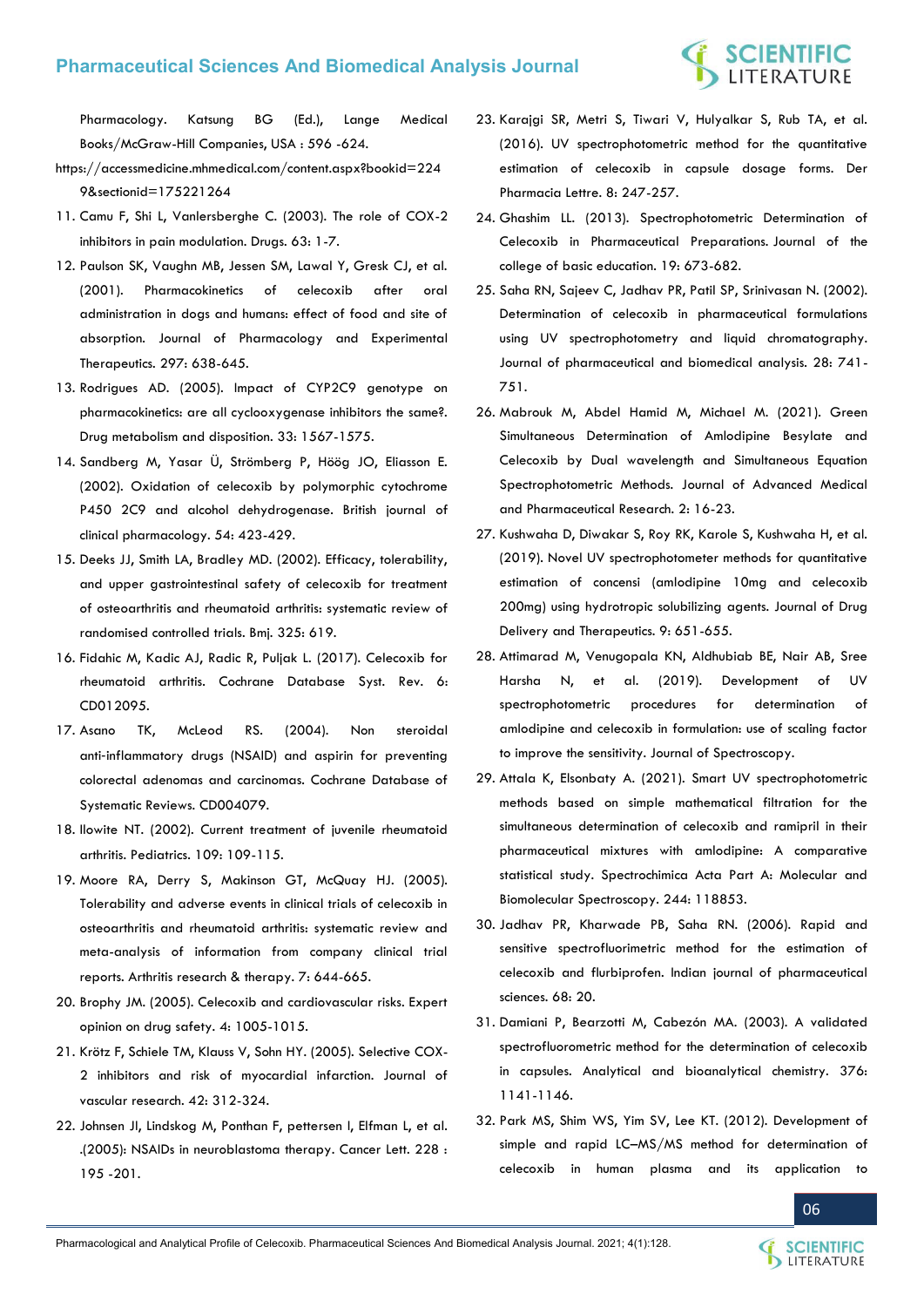Pharmacology. Katsung BG (Ed.), Lange Medical Books/McGraw-Hill Companies, USA : 596 -624. https://accessmedicine.mhmedical.com/content.aspx?bookid=2249&sectionid=175221264

11. Camu F, Shi L, Vanlersberghe C. (2003). The role of COX-2 inhibitors in pain modulation. Drugs. 63: 1-7.
12. Paulson SK, Vaughn MB, Jessen SM, Lawal Y, Gresk CJ, et al. (2001). Pharmacokinetics of celecoxib after oral administration in dogs and humans: effect of food and site of absorption. Journal of Pharmacology and Experimental Therapeutics. 297: 638-645.
13. Rodrigues AD. (2005). Impact of CYP2C9 genotype on pharmacokinetics: are all cyclooxygenase inhibitors the same?. Drug metabolism and disposition. 33: 1567-1575.
14. Sandberg M, Yasar Ü, Strömberg P, Höög JO, Eliasson E. (2002). Oxidation of celecoxib by polymorphic cytochrome P450 2C9 and alcohol dehydrogenase. British journal of clinical pharmacology. 54: 423-429.
15. Deeks JJ, Smith LA, Bradley MD. (2002). Efficacy, tolerability, and upper gastrointestinal safety of celecoxib for treatment of osteoarthritis and rheumatoid arthritis: systematic review of randomised controlled trials. Bmj. 325: 619.
16. Fidahic M, Kadic AJ, Radic R, Puljak L. (2017). Celecoxib for rheumatoid arthritis. Cochrane Database Syst. Rev. 6: CD012095.
17. Asano TK, McLeod RS. (2004). Non steroidal anti-inflammatory drugs (NSAID) and aspirin for preventing colorectal adenomas and carcinomas. Cochrane Database of Systematic Reviews. CD004079.
18. Ilowite NT. (2002). Current treatment of juvenile rheumatoid arthritis. Pediatrics. 109: 109-115.
19. Moore RA, Derry S, Makinson GT, McQuay HJ. (2005). Tolerability and adverse events in clinical trials of celecoxib in osteoarthritis and rheumatoid arthritis: systematic review and meta-analysis of information from company clinical trial reports. Arthritis research & therapy. 7: 644-665.
20. Brophy JM. (2005). Celecoxib and cardiovascular risks. Expert opinion on drug safety. 4: 1005-1015.
21. Krötz F, Schiele TM, Klauss V, Sohn HY. (2005). Selective COX-2 inhibitors and risk of myocardial infarction. Journal of vascular research. 42: 312-324.
22. Johnsen JI, Lindskog M, Ponthan F, pettersen I, Elfman L, et al. .(2005): NSAIDs in neuroblastoma therapy. Cancer Lett. 228 : 195 -201.
23. Karajgi SR, Metri S, Tiwari V, Hulyalkar S, Rub TA, et al. (2016). UV spectrophotometric method for the quantitative estimation of celecoxib in capsule dosage forms. Der Pharmacia Lettre. 8: 247-257.
24. Ghashim LL. (2013). Spectrophotometric Determination of Celecoxib in Pharmaceutical Preparations. Journal of the college of basic education. 19: 673-682.
25. Saha RN, Sajeev C, Jadhav PR, Patil SP, Srinivasan N. (2002). Determination of celecoxib in pharmaceutical formulations using UV spectrophotometry and liquid chromatography. Journal of pharmaceutical and biomedical analysis. 28: 741-751.
26. Mabrouk M, Abdel Hamid M, Michael M. (2021). Green Simultaneous Determination of Amlodipine Besylate and Celecoxib by Dual wavelength and Simultaneous Equation Spectrophotometric Methods. Journal of Advanced Medical and Pharmaceutical Research. 2: 16-23.
27. Kushwaha D, Diwakar S, Roy RK, Karole S, Kushwaha H, et al. (2019). Novel UV spectrophotometer methods for quantitative estimation of concensi (amlodipine 10mg and celecoxib 200mg) using hydrotropic solubilizing agents. Journal of Drug Delivery and Therapeutics. 9: 651-655.
28. Attimarad M, Venugopala KN, Aldhubiab BE, Nair AB, Sree Harsha N, et al. (2019). Development of UV spectrophotometric procedures for determination of amlodipine and celecoxib in formulation: use of scaling factor to improve the sensitivity. Journal of Spectroscopy.
29. Attala K, Elsonbaty A. (2021). Smart UV spectrophotometric methods based on simple mathematical filtration for the simultaneous determination of celecoxib and ramipril in their pharmaceutical mixtures with amlodipine: A comparative statistical study. Spectrochimica Acta Part A: Molecular and Biomolecular Spectroscopy. 244: 118853.
30. Jadhav PR, Kharwade PB, Saha RN. (2006). Rapid and sensitive spectrofluorimetric method for the estimation of celecoxib and flurbiprofen. Indian journal of pharmaceutical sciences. 68: 20.
31. Damiani P, Bearzotti M, Cabezón MA. (2003). A validated spectrofluorometric method for the determination of celecoxib in capsules. Analytical and bioanalytical chemistry. 376: 1141-1146.
32. Park MS, Shim WS, Yim SV, Lee KT. (2012). Development of simple and rapid LC–MS/MS method for determination of celecoxib in human plasma and its application to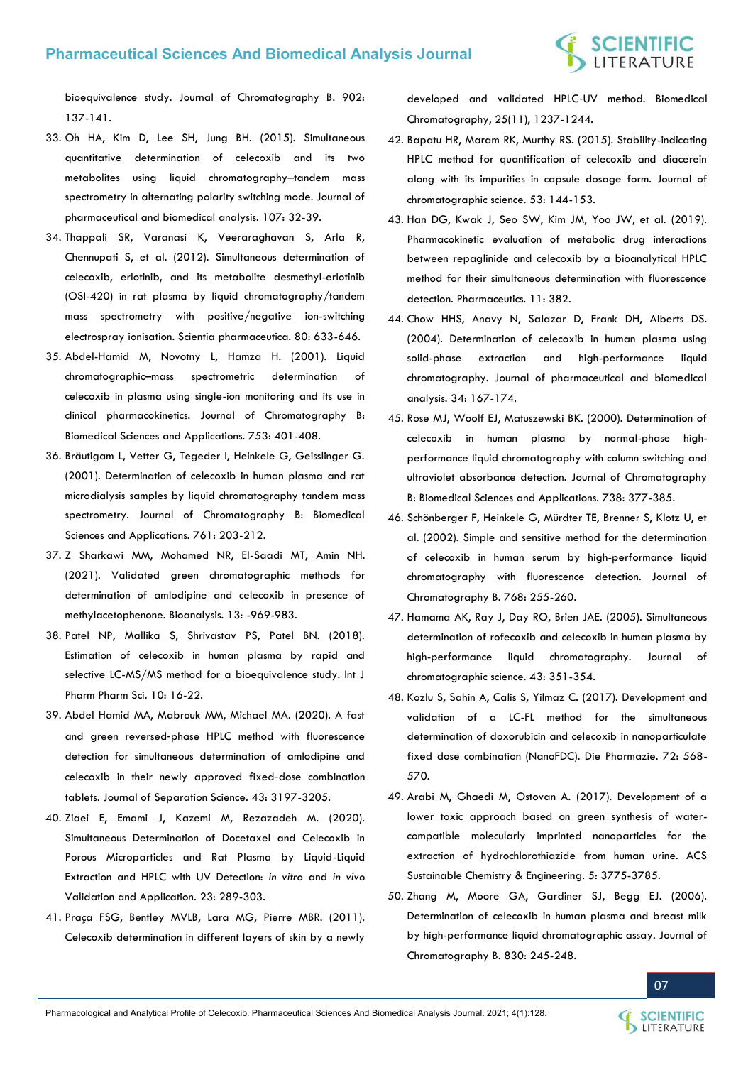bioequivalence study. Journal of Chromatography B. 902: 137-141.

33. Oh HA, Kim D, Lee SH, Jung BH. (2015). Simultaneous quantitative determination of celecoxib and its two metabolites using liquid chromatography–tandem mass spectrometry in alternating polarity switching mode. Journal of pharmaceutical and biomedical analysis. 107: 32-39.
34. Thappali SR, Varanasi K, Veeraraghavan S, Arla R, Chennupati S, et al. (2012). Simultaneous determination of celecoxib, erlotinib, and its metabolite desmethyl-erlotinib (OSI-420) in rat plasma by liquid chromatography/tandem mass spectrometry with positive/negative ion-switching electrospray ionisation. Scientia pharmaceutica. 80: 633-646.
35. Abdel-Hamid M, Novotny L, Hamza H. (2001). Liquid chromatographic–mass spectrometric determination of celecoxib in plasma using single-ion monitoring and its use in clinical pharmacokinetics. Journal of Chromatography B: Biomedical Sciences and Applications. 753: 401-408.
36. Brӓutigam L, Vetter G, Tegeder I, Heinkele G, Geisslinger G. (2001). Determination of celecoxib in human plasma and rat microdialysis samples by liquid chromatography tandem mass spectrometry. Journal of Chromatography B: Biomedical Sciences and Applications. 761: 203-212.
37. Z Sharkawi MM, Mohamed NR, El-Saadi MT, Amin NH. (2021). Validated green chromatographic methods for determination of amlodipine and celecoxib in presence of methylacetophenone. Bioanalysis. 13: -969-983.
38. Patel NP, Mallika S, Shrivastav PS, Patel BN. (2018). Estimation of celecoxib in human plasma by rapid and selective LC-MS/MS method for a bioequivalence study. Int J Pharm Pharm Sci. 10: 16-22.
39. Abdel Hamid MA, Mabrouk MM, Michael MA. (2020). A fast and green reversed-phase HPLC method with fluorescence detection for simultaneous determination of amlodipine and celecoxib in their newly approved fixed-dose combination tablets. Journal of Separation Science. 43: 3197-3205.
40. Ziaei E, Emami J, Kazemi M, Rezazadeh M. (2020). Simultaneous Determination of Docetaxel and Celecoxib in Porous Microparticles and Rat Plasma by Liquid-Liquid Extraction and HPLC with UV Detection: *in vitro* and *in vivo* Validation and Application. 23: 289-303.
41. Praça FSG, Bentley MVLB, Lara MG, Pierre MBR. (2011). Celecoxib determination in different layers of skin by a newly developed and validated HPLC-UV method. Biomedical Chromatography, 25(11), 1237-1244.
42. Bapatu HR, Maram RK, Murthy RS. (2015). Stability-indicating HPLC method for quantification of celecoxib and diacerein along with its impurities in capsule dosage form. Journal of chromatographic science. 53: 144-153.
43. Han DG, Kwak J, Seo SW, Kim JM, Yoo JW, et al. (2019). Pharmacokinetic evaluation of metabolic drug interactions between repaglinide and celecoxib by a bioanalytical HPLC method for their simultaneous determination with fluorescence detection. Pharmaceutics. 11: 382.
44. Chow HHS, Anavy N, Salazar D, Frank DH, Alberts DS. (2004). Determination of celecoxib in human plasma using solid-phase extraction and high-performance liquid chromatography. Journal of pharmaceutical and biomedical analysis. 34: 167-174.
45. Rose MJ, Woolf EJ, Matuszewski BK. (2000). Determination of celecoxib in human plasma by normal-phase high-performance liquid chromatography with column switching and ultraviolet absorbance detection. Journal of Chromatography B: Biomedical Sciences and Applications. 738: 377-385.
46. Schönberger F, Heinkele G, Mürdter TE, Brenner S, Klotz U, et al. (2002). Simple and sensitive method for the determination of celecoxib in human serum by high-performance liquid chromatography with fluorescence detection. Journal of Chromatography B. 768: 255-260.
47. Hamama AK, Ray J, Day RO, Brien JAE. (2005). Simultaneous determination of rofecoxib and celecoxib in human plasma by high-performance liquid chromatography. Journal of chromatographic science. 43: 351-354.
48. Kozlu S, Sahin A, Calis S, Yilmaz C. (2017). Development and validation of a LC-FL method for the simultaneous determination of doxorubicin and celecoxib in nanoparticulate fixed dose combination (NanoFDC). Die Pharmazie. 72: 568-570.
49. Arabi M, Ghaedi M, Ostovan A. (2017). Development of a lower toxic approach based on green synthesis of water-compatible molecularly imprinted nanoparticles for the extraction of hydrochlorothiazide from human urine. ACS Sustainable Chemistry & Engineering. 5: 3775-3785.
50. Zhang M, Moore GA, Gardiner SJ, Begg EJ. (2006). Determination of celecoxib in human plasma and breast milk by high-performance liquid chromatographic assay. Journal of Chromatography B. 830: 245-248.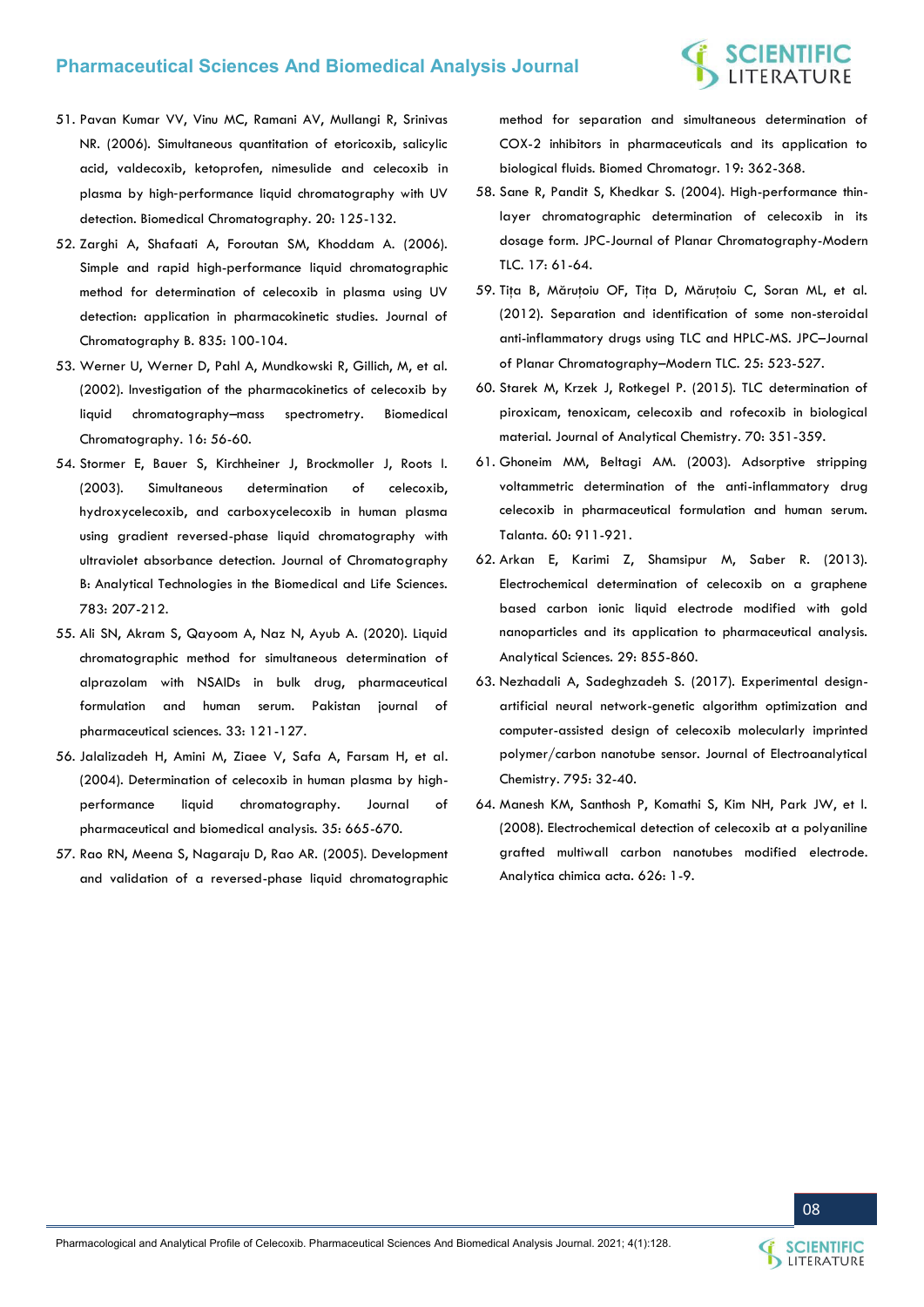51. Pavan Kumar VV, Vinu MC, Ramani AV, Mullangi R, Srinivas NR. (2006). Simultaneous quantitation of etoricoxib, salicylic acid, valdecoxib, ketoprofen, nimesulide and celecoxib in plasma by high-performance liquid chromatography with UV detection. Biomedical Chromatography. 20: 125-132.
52. Zarghi A, Shafaati A, Foroutan SM, Khoddam A. (2006). Simple and rapid high-performance liquid chromatographic method for determination of celecoxib in plasma using UV detection: application in pharmacokinetic studies. Journal of Chromatography B. 835: 100-104.
53. Werner U, Werner D, Pahl A, Mundkowski R, Gillich, M, et al. (2002). Investigation of the pharmacokinetics of celecoxib by liquid chromatography–mass spectrometry. Biomedical Chromatography. 16: 56-60.
54. Stormer E, Bauer S, Kirchheiner J, Brockmoller J, Roots I. (2003). Simultaneous determination of celecoxib, hydroxycelecoxib, and carboxycelecoxib in human plasma using gradient reversed-phase liquid chromatography with ultraviolet absorbance detection. Journal of Chromatography B: Analytical Technologies in the Biomedical and Life Sciences. 783: 207-212.
55. Ali SN, Akram S, Qayoom A, Naz N, Ayub A. (2020). Liquid chromatographic method for simultaneous determination of alprazolam with NSAIDs in bulk drug, pharmaceutical formulation and human serum. Pakistan journal of pharmaceutical sciences. 33: 121-127.
56. Jalalizadeh H, Amini M, Ziaee V, Safa A, Farsam H, et al. (2004). Determination of celecoxib in human plasma by high-performance liquid chromatography. Journal of pharmaceutical and biomedical analysis. 35: 665-670.
57. Rao RN, Meena S, Nagaraju D, Rao AR. (2005). Development and validation of a reversed-phase liquid chromatographic method for separation and simultaneous determination of COX-2 inhibitors in pharmaceuticals and its application to biological fluids. Biomed Chromatogr. 19: 362-368.
58. Sane R, Pandit S, Khedkar S. (2004). High-performance thin-layer chromatographic determination of celecoxib in its dosage form. JPC-Journal of Planar Chromatography-Modern TLC. 17: 61-64.
59. Tița B, Mărutoiu OF, Tița D, Mărutoiu C, Soran ML, et al. (2012). Separation and identification of some non-steroidal anti-inflammatory drugs using TLC and HPLC-MS. JPC–Journal of Planar Chromatography–Modern TLC. 25: 523-527.
60. Starek M, Krzek J, Rotkegel P. (2015). TLC determination of piroxicam, tenoxicam, celecoxib and rofecoxib in biological material. Journal of Analytical Chemistry. 70: 351-359.
61. Ghoneim MM, Beltagi AM. (2003). Adsorptive stripping voltammetric determination of the anti-inflammatory drug celecoxib in pharmaceutical formulation and human serum. Talanta. 60: 911-921.
62. Arkan E, Karimi Z, Shamsipur M, Saber R. (2013). Electrochemical determination of celecoxib on a graphene based carbon ionic liquid electrode modified with gold nanoparticles and its application to pharmaceutical analysis. Analytical Sciences. 29: 855-860.
63. Nezhadali A, Sadeghzadeh S. (2017). Experimental design-artificial neural network-genetic algorithm optimization and computer-assisted design of celecoxib molecularly imprinted polymer/carbon nanotube sensor. Journal of Electroanalytical Chemistry. 795: 32-40.
64. Manesh KM, Santhosh P, Komathi S, Kim NH, Park JW, et l. (2008). Electrochemical detection of celecoxib at a polyaniline grafted multiwall carbon nanotubes modified electrode. Analytica chimica acta. 626: 1-9.